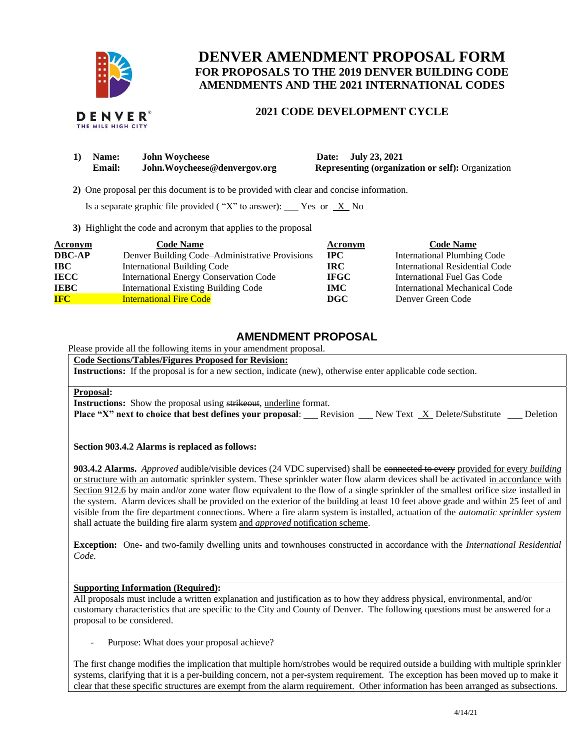# DENVER AMENDMENT PROPOSAL FORM

## FOR PROPOSALS TO THE 2019 DENVER BUILDING CODE AMENDMENTS AND THE 2021 INTERNATIONAL CODES

### 2021 CODE DEVELOPMENT CYCLE

1) **Name:** **John Woycheese** **Date:** **July 23, 2021**
   **Email:** **John.Woycheese@denvergov.org** **Representing (organization or self):** Organization

2) One proposal per this document is to be provided with clear and concise information.

   Is a separate graphic file provided ( "X" to answer): ___ Yes or _X_ No

3) Highlight the code and acronym that applies to the proposal

| Acronym | Code Name | Acronym | Code Name |
|---|---|---|---|
| **DBC-AP** | Denver Building Code–Administrative Provisions | **IPC** | International Plumbing Code |
| **IBC** | International Building Code | **IRC** | International Residential Code |
| **IECC** | International Energy Conservation Code | **IFGC** | International Fuel Gas Code |
| **IEBC** | International Existing Building Code | **IMC** | International Mechanical Code |
| **IFC** | International Fire Code | **DGC** | Denver Green Code |

## AMENDMENT PROPOSAL

Please provide all the following items in your amendment proposal.

**Code Sections/Tables/Figures Proposed for Revision:**

**Instructions:** If the proposal is for a new section, indicate (new), otherwise enter applicable code section.

**Proposal:**

**Instructions:** Show the proposal using ~~strikeout~~, <u>underline</u> format.

**Place "X" next to choice that best defines your proposal**: ___ Revision ___ New Text _X_ Delete/Substitute ___ Deletion

**Section 903.4.2 Alarms is replaced as follows:**

**903.4.2 Alarms.** *Approved* audible/visible devices (24 VDC supervised) shall be ~~connected to every~~ <u>provided for every *building* or structure with an</u> automatic sprinkler system. These sprinkler water flow alarm devices shall be activated <u>in accordance with Section 912.6</u> by main and/or zone water flow equivalent to the flow of a single sprinkler of the smallest orifice size installed in the system. Alarm devices shall be provided on the exterior of the building at least 10 feet above grade and within 25 feet of and visible from the fire department connections. Where a fire alarm system is installed, actuation of the *automatic sprinkler system* shall actuate the building fire alarm system <u>and *approved* notification scheme</u>.

**Exception:** One- and two-family dwelling units and townhouses constructed in accordance with the *International Residential Code.*

**Supporting Information (Required):**

All proposals must include a written explanation and justification as to how they address physical, environmental, and/or customary characteristics that are specific to the City and County of Denver. The following questions must be answered for a proposal to be considered.

- Purpose: What does your proposal achieve?

The first change modifies the implication that multiple horn/strobes would be required outside a building with multiple sprinkler systems, clarifying that it is a per-building concern, not a per-system requirement. The exception has been moved up to make it clear that these specific structures are exempt from the alarm requirement. Other information has been arranged as subsections.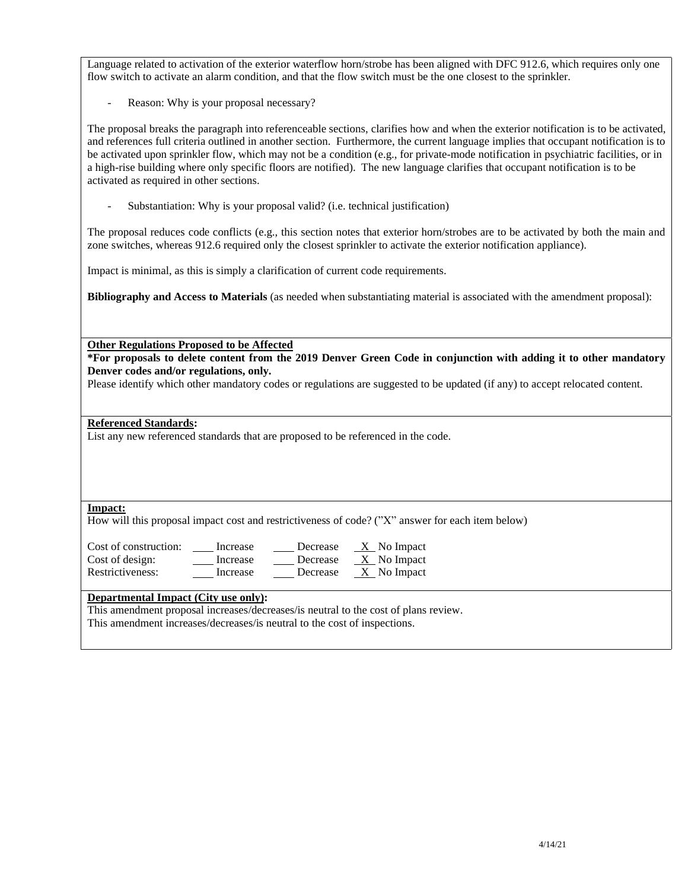Language related to activation of the exterior waterflow horn/strobe has been aligned with DFC 912.6, which requires only one flow switch to activate an alarm condition, and that the flow switch must be the one closest to the sprinkler.

- Reason: Why is your proposal necessary?

The proposal breaks the paragraph into referenceable sections, clarifies how and when the exterior notification is to be activated, and references full criteria outlined in another section. Furthermore, the current language implies that occupant notification is to be activated upon sprinkler flow, which may not be a condition (e.g., for private-mode notification in psychiatric facilities, or in a high-rise building where only specific floors are notified). The new language clarifies that occupant notification is to be activated as required in other sections.

- Substantiation: Why is your proposal valid? (i.e. technical justification)

The proposal reduces code conflicts (e.g., this section notes that exterior horn/strobes are to be activated by both the main and zone switches, whereas 912.6 required only the closest sprinkler to activate the exterior notification appliance).

Impact is minimal, as this is simply a clarification of current code requirements.

**Bibliography and Access to Materials** (as needed when substantiating material is associated with the amendment proposal):

**Other Regulations Proposed to be Affected**

***For proposals to delete content from the 2019 Denver Green Code in conjunction with adding it to other mandatory Denver codes and/or regulations, only.**

Please identify which other mandatory codes or regulations are suggested to be updated (if any) to accept relocated content.

**Referenced Standards:**

List any new referenced standards that are proposed to be referenced in the code.

**Impact:**

How will this proposal impact cost and restrictiveness of code? ("X" answer for each item below)

| | | | |
|---|---|---|---|
| Cost of construction: | ___ Increase | ___ Decrease | _X_ No Impact |
| Cost of design: | ___ Increase | ___ Decrease | _X_ No Impact |
| Restrictiveness: | ___ Increase | ___ Decrease | _X_ No Impact |

**Departmental Impact (City use only):**

This amendment proposal increases/decreases/is neutral to the cost of plans review.

This amendment increases/decreases/is neutral to the cost of inspections.